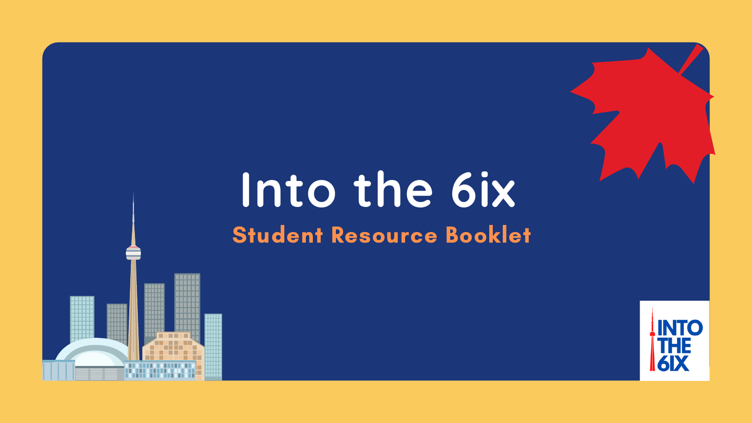# Into the 6ix

## Student Resource Booklet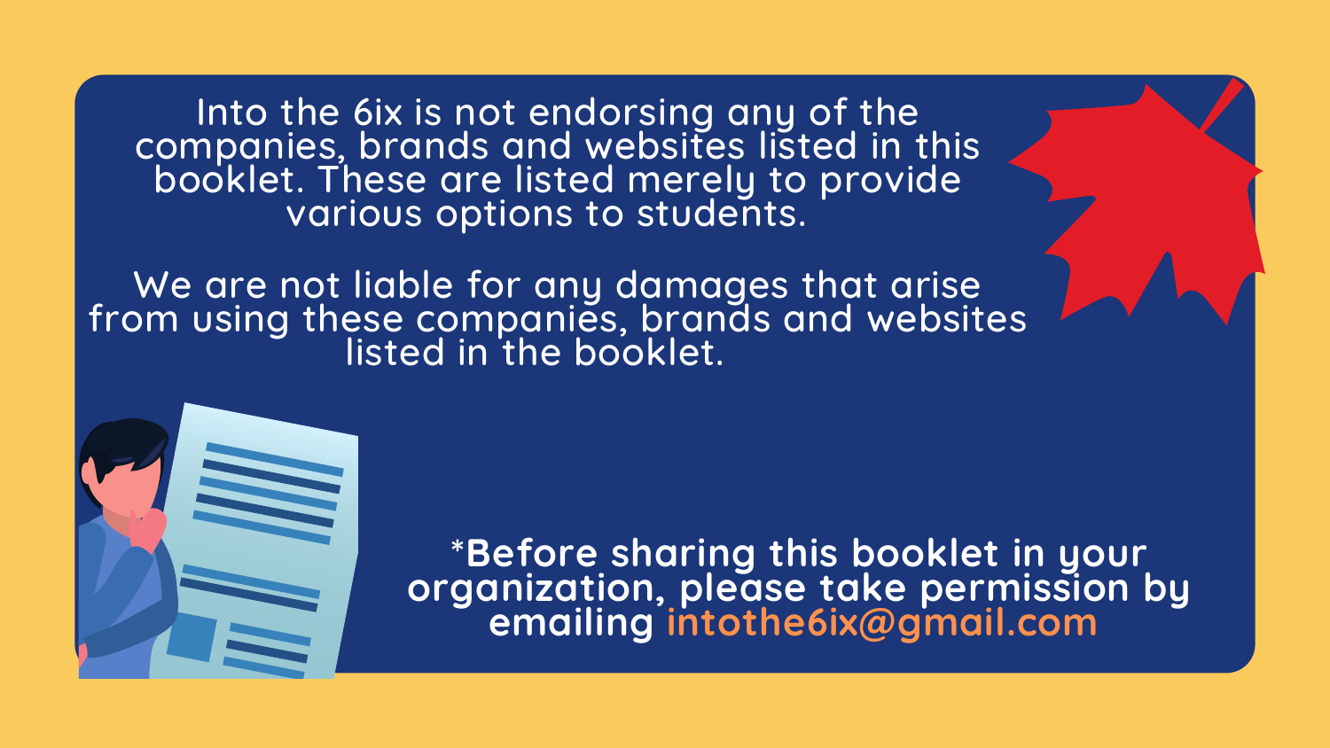Into the 6ix is not endorsing any of the companies, brands and websites listed in this booklet. These are listed merely to provide various options to students.

We are not liable for any damages that arise from using these companies, brands and websites listed in the booklet.

***Before sharing this booklet in your organization, please take permission by emailing intothe6ix@gmail.com**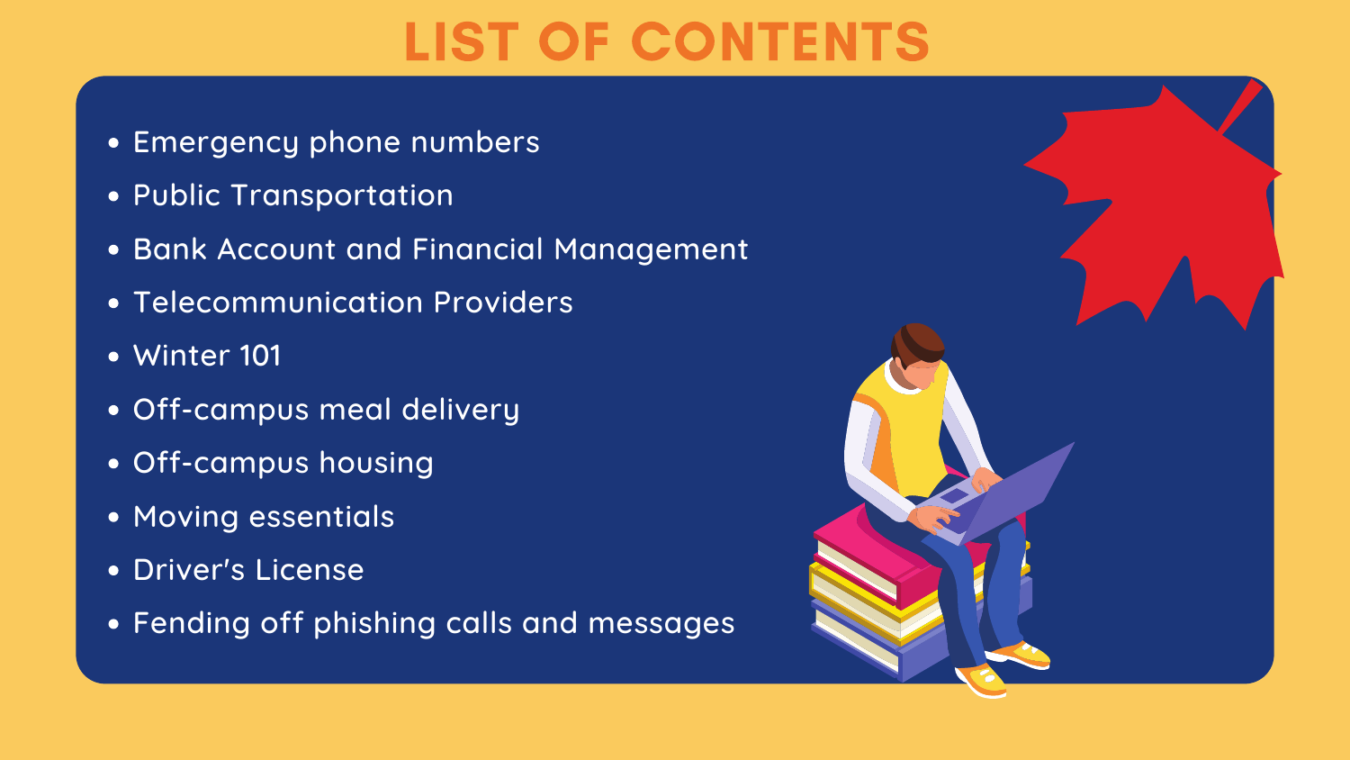# LIST OF CONTENTS

- Emergency phone numbers
- Public Transportation
- Bank Account and Financial Management
- Telecommunication Providers
- Winter 101
- Off-campus meal delivery
- Off-campus housing
- Moving essentials
- Driver's License
- Fending off phishing calls and messages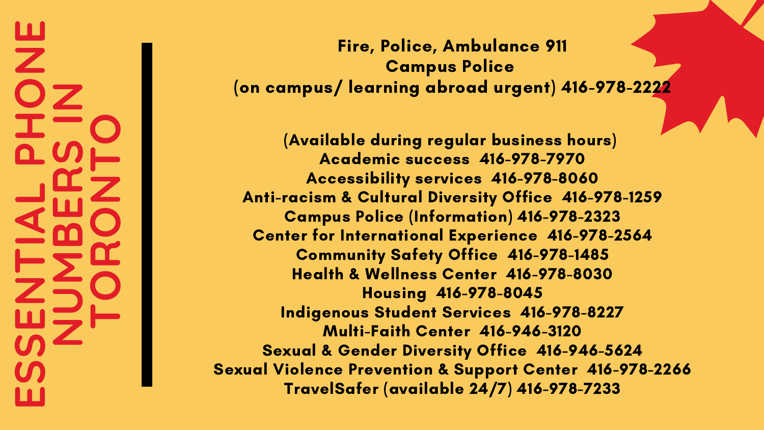# ESSENTIAL PHONE NUMBERS IN TORONTO

**Fire, Police, Ambulance 911**
**Campus Police**
**(on campus/ learning abroad urgent) 416-978-2222**

**(Available during regular business hours)**
**Academic success 416-978-7970**
**Accessibility services 416-978-8060**
**Anti-racism & Cultural Diversity Office 416-978-1259**
**Campus Police (Information) 416-978-2323**
**Center for International Experience 416-978-2564**
**Community Safety Office 416-978-1485**
**Health & Wellness Center 416-978-8030**
**Housing 416-978-8045**
**Indigenous Student Services 416-978-8227**
**Multi-Faith Center 416-946-3120**
**Sexual & Gender Diversity Office 416-946-5624**
**Sexual Violence Prevention & Support Center 416-978-2266**
**TravelSafer (available 24/7) 416-978-7233**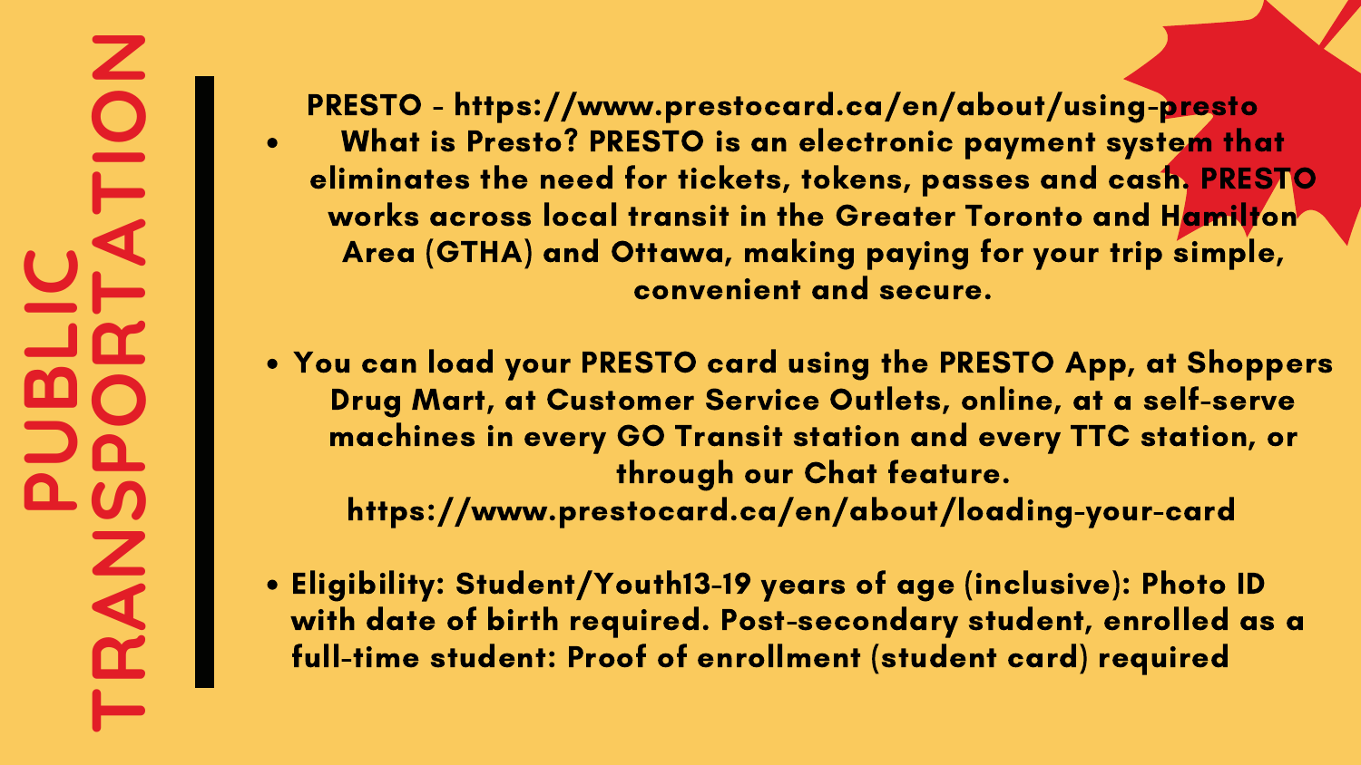# PUBLIC TRANSPORTATION

PRESTO - https://www.prestocard.ca/en/about/using-presto

- What is Presto? PRESTO is an electronic payment system that eliminates the need for tickets, tokens, passes and cash. PRESTO works across local transit in the Greater Toronto and Hamilton Area (GTHA) and Ottawa, making paying for your trip simple, convenient and secure.

- You can load your PRESTO card using the PRESTO App, at Shoppers Drug Mart, at Customer Service Outlets, online, at a self-serve machines in every GO Transit station and every TTC station, or through our Chat feature. https://www.prestocard.ca/en/about/loading-your-card

- Eligibility: Student/Youth13-19 years of age (inclusive): Photo ID with date of birth required. Post-secondary student, enrolled as a full-time student: Proof of enrollment (student card) required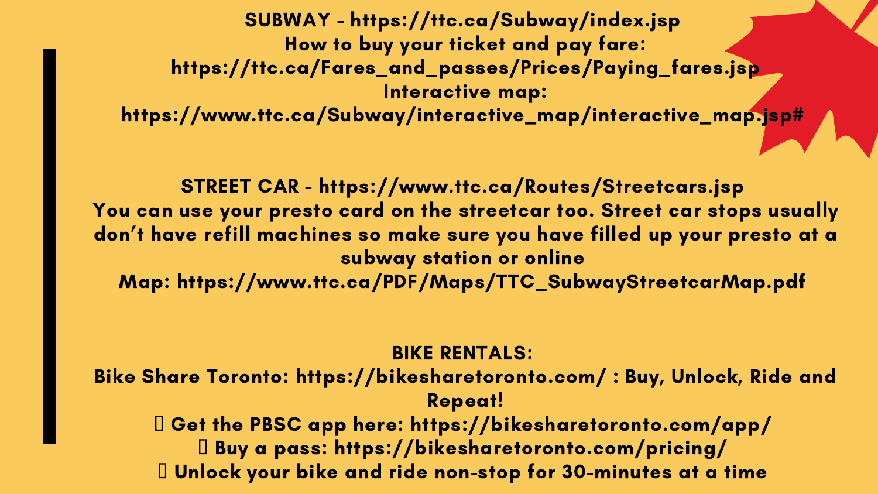**SUBWAY** - https://ttc.ca/Subway/index.jsp

How to buy your ticket and pay fare:
https://ttc.ca/Fares_and_passes/Prices/Paying_fares.jsp

Interactive map:
https://www.ttc.ca/Subway/interactive_map/interactive_map.jsp#

**STREET CAR** - https://www.ttc.ca/Routes/Streetcars.jsp

You can use your presto card on the streetcar too. Street car stops usually don't have refill machines so make sure you have filled up your presto at a subway station or online

Map: https://www.ttc.ca/PDF/Maps/TTC_SubwayStreetcarMap.pdf

**BIKE RENTALS:**

Bike Share Toronto: https://bikesharetoronto.com/ : Buy, Unlock, Ride and Repeat!

- Get the PBSC app here: https://bikesharetoronto.com/app/
- Buy a pass: https://bikesharetoronto.com/pricing/
- Unlock your bike and ride non-stop for 30-minutes at a time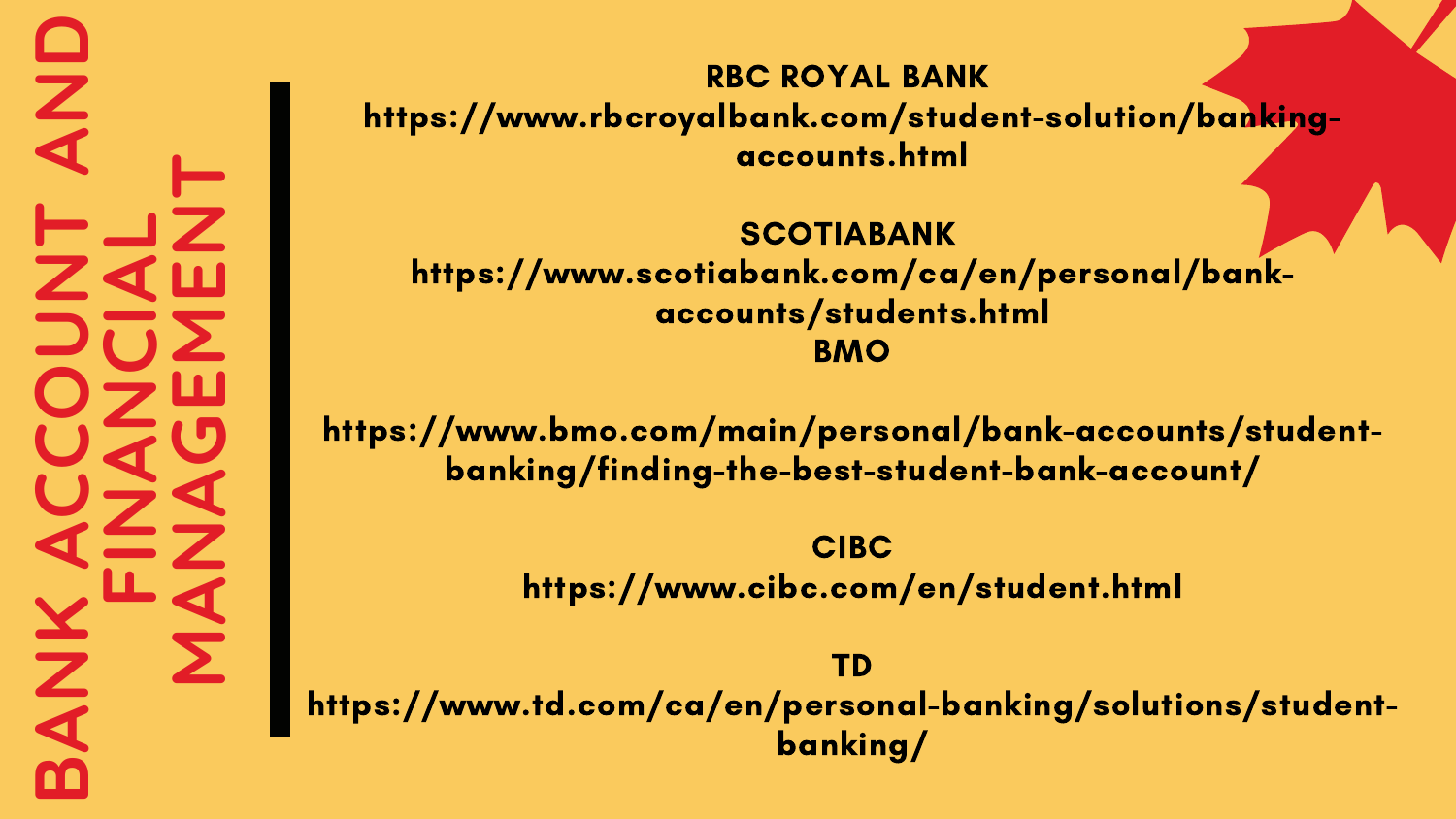# BANK ACCOUNT AND FINANCIAL MANAGEMENT

**RBC ROYAL BANK**
**https://www.rbcroyalbank.com/student-solution/banking-accounts.html**

**SCOTIABANK**
**https://www.scotiabank.com/ca/en/personal/bank-accounts/students.html**

**BMO**
**https://www.bmo.com/main/personal/bank-accounts/student-banking/finding-the-best-student-bank-account/**

**CIBC**
**https://www.cibc.com/en/student.html**

**TD**
**https://www.td.com/ca/en/personal-banking/solutions/student-banking/**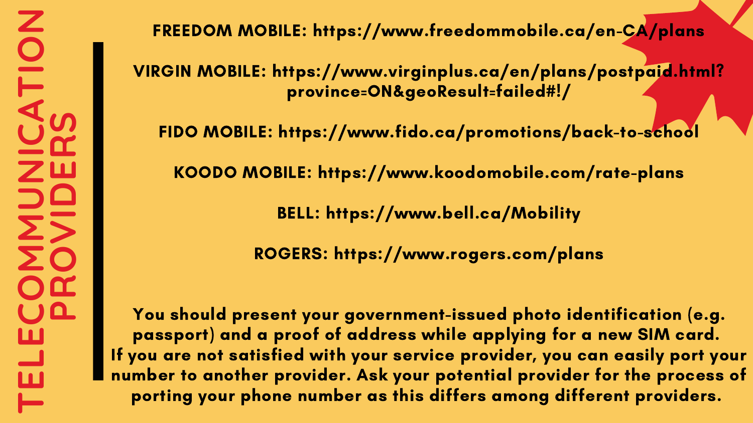# TELECOMMUNICATION PROVIDERS

**FREEDOM MOBILE: https://www.freedommobile.ca/en-CA/plans**

**VIRGIN MOBILE: https://www.virginplus.ca/en/plans/postpaid.html?province=ON&geoResult=failed#!/**

**FIDO MOBILE: https://www.fido.ca/promotions/back-to-school**

**KOODO MOBILE: https://www.koodomobile.com/rate-plans**

**BELL: https://www.bell.ca/Mobility**

**ROGERS: https://www.rogers.com/plans**

You should present your government-issued photo identification (e.g. passport) and a proof of address while applying for a new SIM card. If you are not satisfied with your service provider, you can easily port your number to another provider. Ask your potential provider for the process of porting your phone number as this differs among different providers.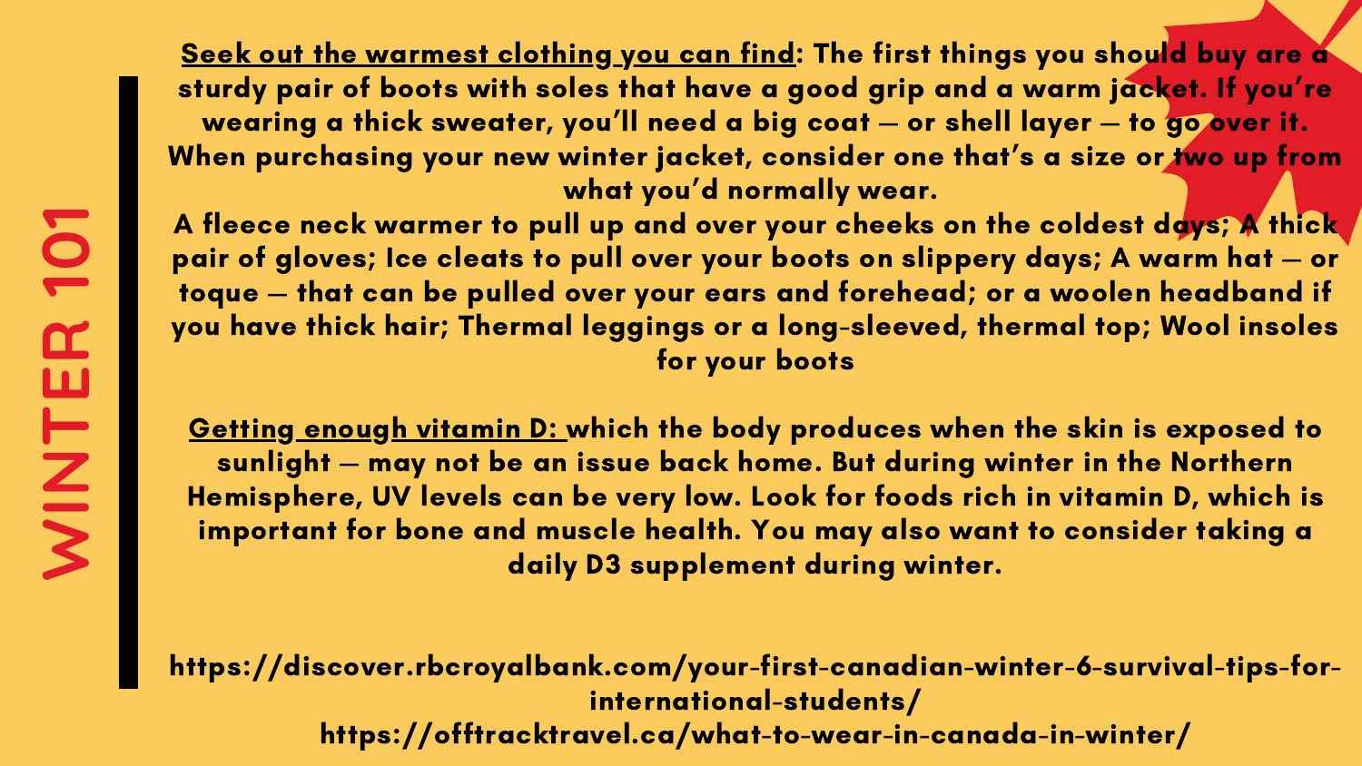# WINTER 101

<u>Seek out the warmest clothing you can find</u>: The first things you should buy are a sturdy pair of boots with soles that have a good grip and a warm jacket. If you're wearing a thick sweater, you'll need a big coat — or shell layer — to go over it. When purchasing your new winter jacket, consider one that's a size or two up from what you'd normally wear.

A fleece neck warmer to pull up and over your cheeks on the coldest days; A thick pair of gloves; Ice cleats to pull over your boots on slippery days; A warm hat — or toque — that can be pulled over your ears and forehead; or a woolen headband if you have thick hair; Thermal leggings or a long-sleeved, thermal top; Wool insoles for your boots

<u>Getting enough vitamin D:</u> which the body produces when the skin is exposed to sunlight — may not be an issue back home. But during winter in the Northern Hemisphere, UV levels can be very low. Look for foods rich in vitamin D, which is important for bone and muscle health. You may also want to consider taking a daily D3 supplement during winter.

https://discover.rbcroyalbank.com/your-first-canadian-winter-6-survival-tips-for-international-students/

https://offtracktravel.ca/what-to-wear-in-canada-in-winter/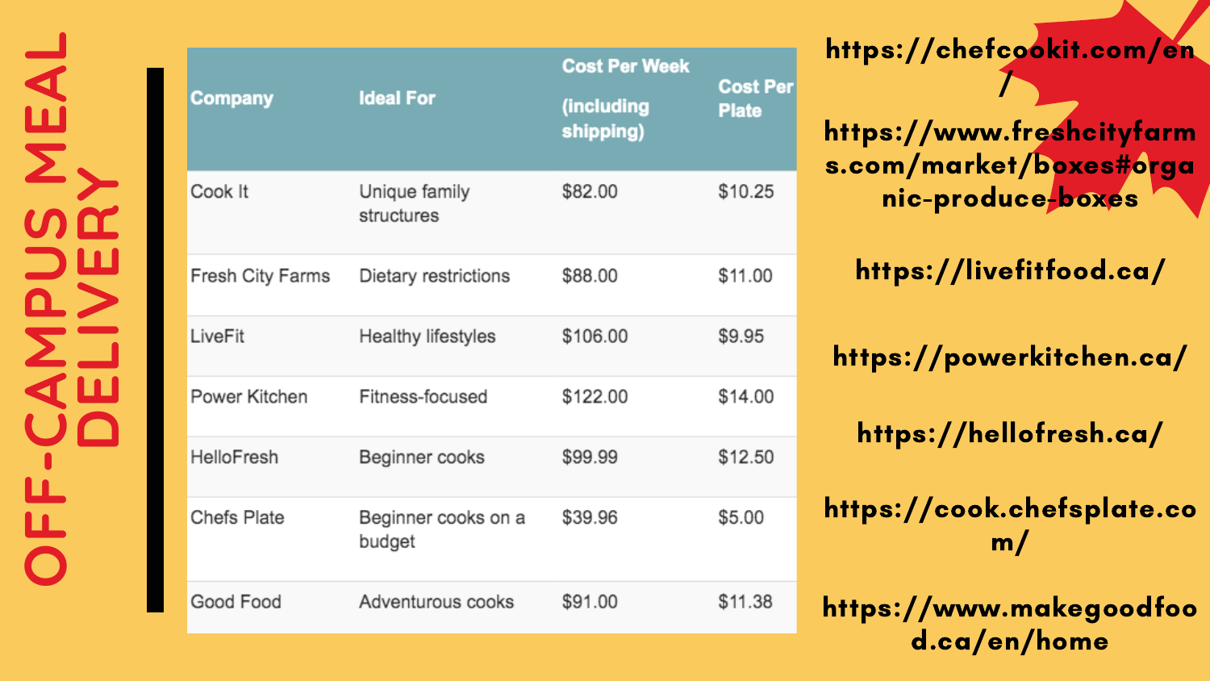# OFF-CAMPUS MEAL DELIVERY

| Company | Ideal For | Cost Per Week (including shipping) | Cost Per Plate |
|---|---|---|---|
| Cook It | Unique family structures | $82.00 | $10.25 |
| Fresh City Farms | Dietary restrictions | $88.00 | $11.00 |
| LiveFit | Healthy lifestyles | $106.00 | $9.95 |
| Power Kitchen | Fitness-focused | $122.00 | $14.00 |
| HelloFresh | Beginner cooks | $99.99 | $12.50 |
| Chefs Plate | Beginner cooks on a budget | $39.96 | $5.00 |
| Good Food | Adventurous cooks | $91.00 | $11.38 |

**https://chefcookit.com/en/**

**https://www.freshcityfarms.com/market/boxes#organic-produce-boxes**

**https://livefitfood.ca/**

**https://powerkitchen.ca/**

**https://hellofresh.ca/**

**https://cook.chefsplate.com/**

**https://www.makegoodfood.ca/en/home**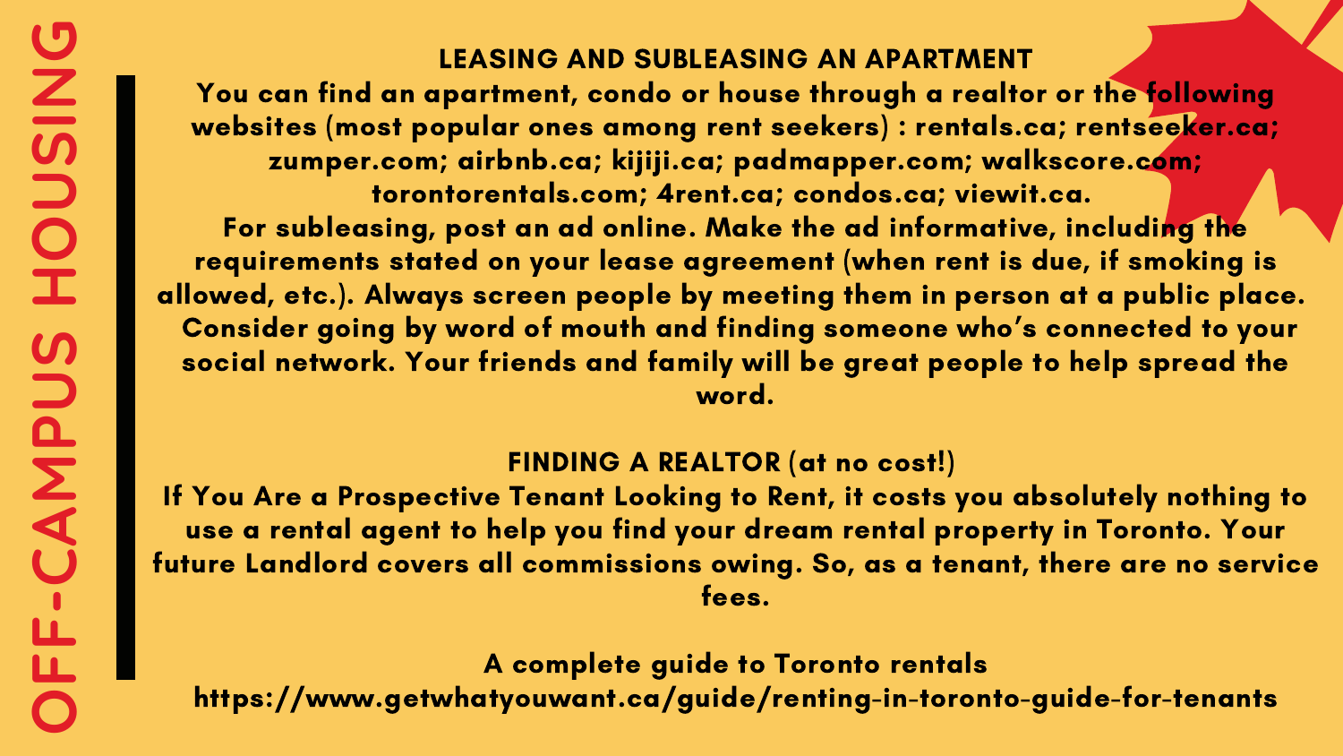# OFF-CAMPUS HOUSING

## LEASING AND SUBLEASING AN APARTMENT

You can find an apartment, condo or house through a realtor or the following websites (most popular ones among rent seekers) : rentals.ca; rentseeker.ca; zumper.com; airbnb.ca; kijiji.ca; padmapper.com; walkscore.com; torontorentals.com; 4rent.ca; condos.ca; viewit.ca.

For subleasing, post an ad online. Make the ad informative, including the requirements stated on your lease agreement (when rent is due, if smoking is allowed, etc.). Always screen people by meeting them in person at a public place. Consider going by word of mouth and finding someone who's connected to your social network. Your friends and family will be great people to help spread the word.

## FINDING A REALTOR (at no cost!)

If You Are a Prospective Tenant Looking to Rent, it costs you absolutely nothing to use a rental agent to help you find your dream rental property in Toronto. Your future Landlord covers all commissions owing. So, as a tenant, there are no service fees.

A complete guide to Toronto rentals
https://www.getwhatyouwant.ca/guide/renting-in-toronto-guide-for-tenants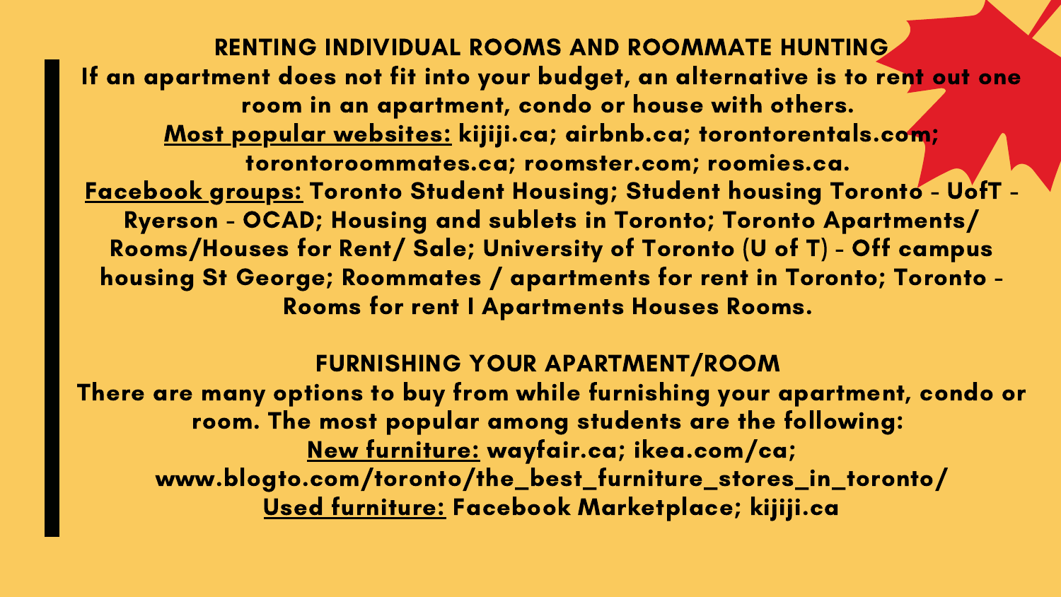## RENTING INDIVIDUAL ROOMS AND ROOMMATE HUNTING

If an apartment does not fit into your budget, an alternative is to rent out one room in an apartment, condo or house with others.

Most popular websites: kijiji.ca; airbnb.ca; torontorentals.com; torontoroommates.ca; roomster.com; roomies.ca.

Facebook groups: Toronto Student Housing; Student housing Toronto - UofT - Ryerson - OCAD; Housing and sublets in Toronto; Toronto Apartments/ Rooms/Houses for Rent/ Sale; University of Toronto (U of T) - Off campus housing St George; Roommates / apartments for rent in Toronto; Toronto - Rooms for rent I Apartments Houses Rooms.

## FURNISHING YOUR APARTMENT/ROOM

There are many options to buy from while furnishing your apartment, condo or room. The most popular among students are the following:

New furniture: wayfair.ca; ikea.com/ca; www.blogto.com/toronto/the_best_furniture_stores_in_toronto/

Used furniture: Facebook Marketplace; kijiji.ca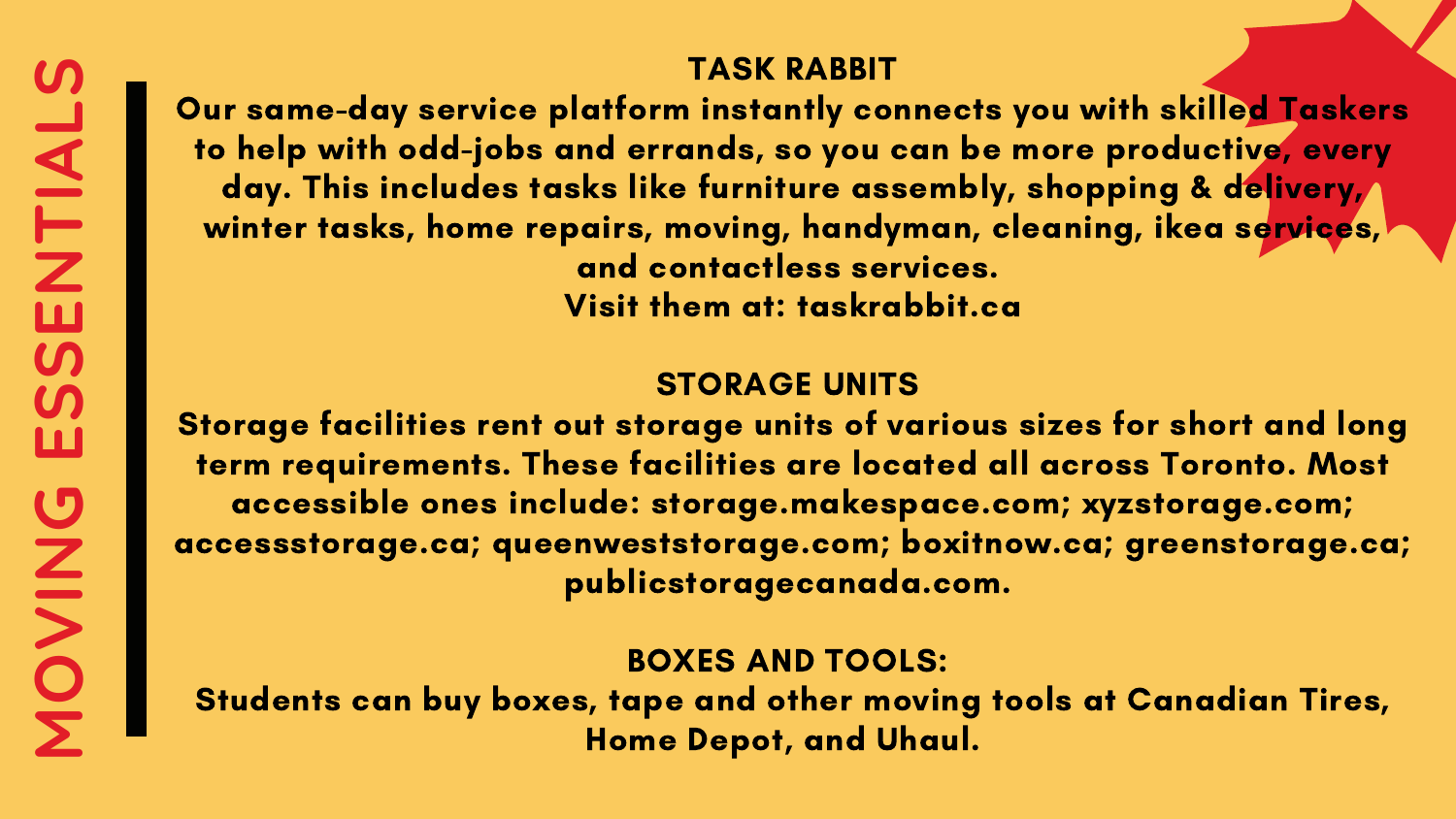# MOVING ESSENTIALS

## TASK RABBIT

Our same-day service platform instantly connects you with skilled Taskers to help with odd-jobs and errands, so you can be more productive, every day. This includes tasks like furniture assembly, shopping & delivery, winter tasks, home repairs, moving, handyman, cleaning, ikea services, and contactless services.

Visit them at: taskrabbit.ca

## STORAGE UNITS

Storage facilities rent out storage units of various sizes for short and long term requirements. These facilities are located all across Toronto. Most accessible ones include: storage.makespace.com; xyzstorage.com; accessstorage.ca; queenweststorage.com; boxitnow.ca; greenstorage.ca; publicstoragecanada.com.

## BOXES AND TOOLS:

Students can buy boxes, tape and other moving tools at Canadian Tires, Home Depot, and Uhaul.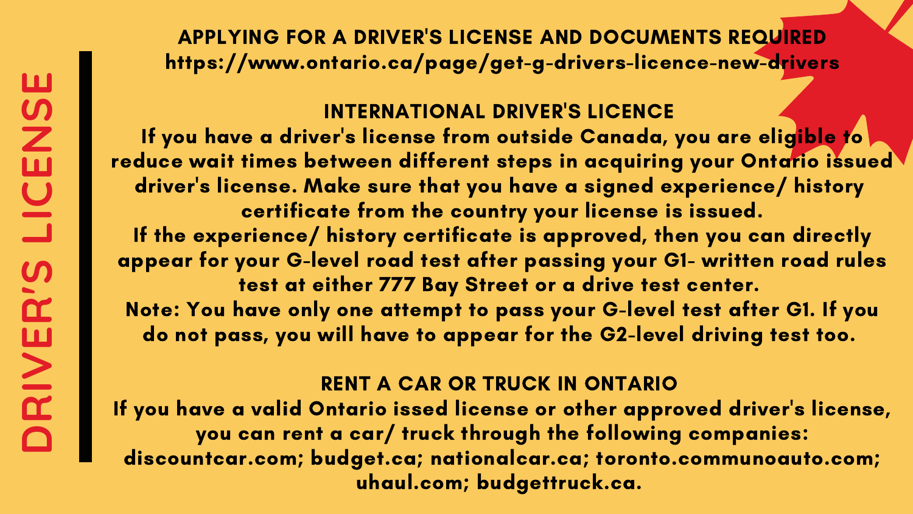# DRIVER'S LICENSE

## APPLYING FOR A DRIVER'S LICENSE AND DOCUMENTS REQUIRED

https://www.ontario.ca/page/get-g-drivers-licence-new-drivers

## INTERNATIONAL DRIVER'S LICENCE

If you have a driver's license from outside Canada, you are eligible to reduce wait times between different steps in acquiring your Ontario issued driver's license. Make sure that you have a signed experience/ history certificate from the country your license is issued.

If the experience/ history certificate is approved, then you can directly appear for your G-level road test after passing your G1- written road rules test at either 777 Bay Street or a drive test center.

Note: You have only one attempt to pass your G-level test after G1. If you do not pass, you will have to appear for the G2-level driving test too.

## RENT A CAR OR TRUCK IN ONTARIO

If you have a valid Ontario issed license or other approved driver's license, you can rent a car/ truck through the following companies: discountcar.com; budget.ca; nationalcar.ca; toronto.communoauto.com; uhaul.com; budgettruck.ca.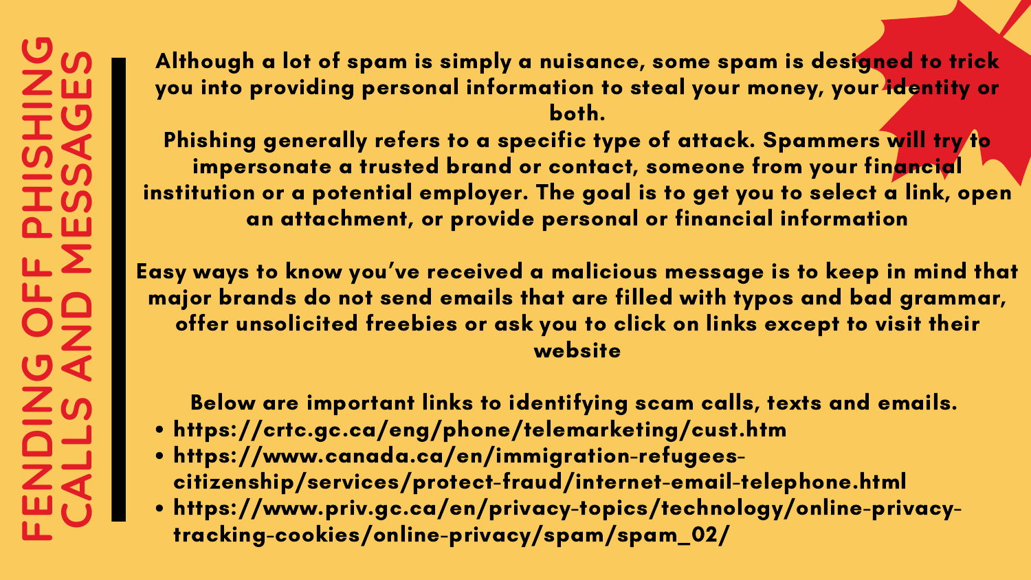# FENDING OFF PHISHING CALLS AND MESSAGES

**Although a lot of spam is simply a nuisance, some spam is designed to trick you into providing personal information to steal your money, your identity or both.**

**Phishing generally refers to a specific type of attack. Spammers will try to impersonate a trusted brand or contact, someone from your financial institution or a potential employer. The goal is to get you to select a link, open an attachment, or provide personal or financial information**

**Easy ways to know you've received a malicious message is to keep in mind that major brands do not send emails that are filled with typos and bad grammar, offer unsolicited freebies or ask you to click on links except to visit their website**

**Below are important links to identifying scam calls, texts and emails.**

- **https://crtc.gc.ca/eng/phone/telemarketing/cust.htm**
- **https://www.canada.ca/en/immigration-refugees-citizenship/services/protect-fraud/internet-email-telephone.html**
- **https://www.priv.gc.ca/en/privacy-topics/technology/online-privacy-tracking-cookies/online-privacy/spam/spam_02/**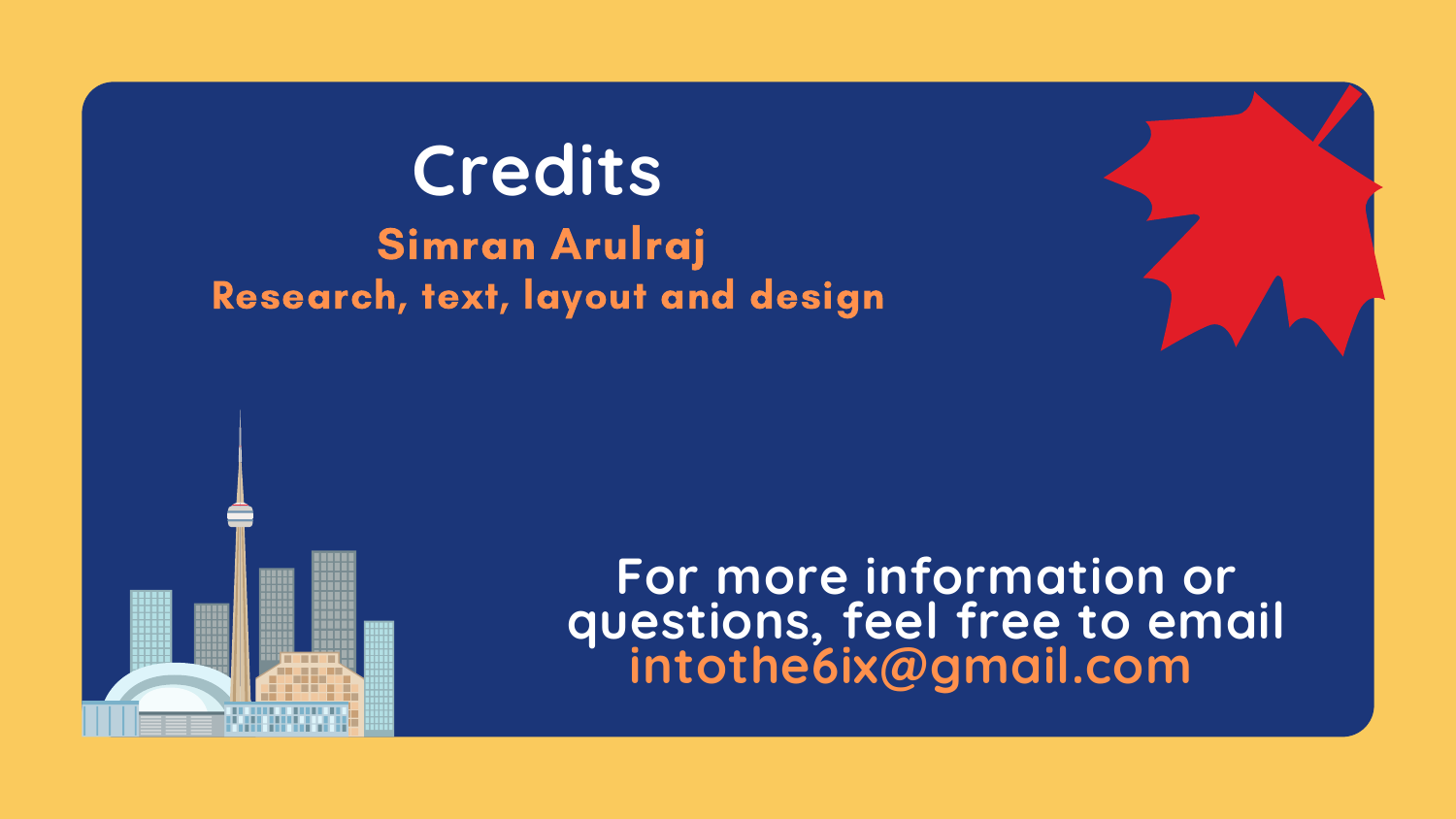# Credits

**Simran Arulraj**

**Research, text, layout and design**

For more information or questions, feel free to email intothe6ix@gmail.com